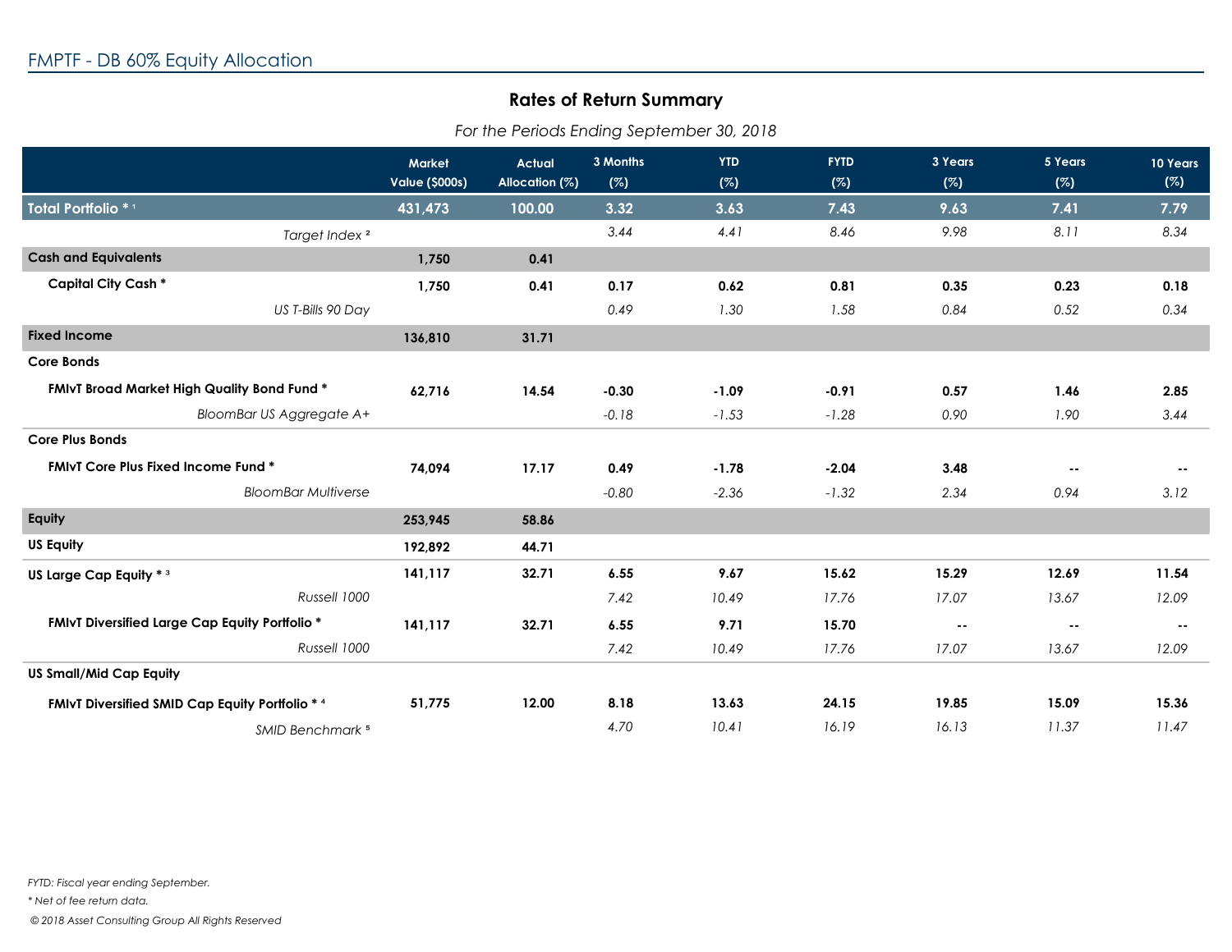## FMPTF - DB 60% Equity Allocation

### Rates of Return Summary

*For the Periods Ending September 30, 2018*

| | Market Value ($000s) | Actual Allocation (%) | 3 Months (%) | YTD (%) | FYTD (%) | 3 Years (%) | 5 Years (%) | 10 Years (%) |
|---|---|---|---|---|---|---|---|---|
| **Total Portfolio * [1]** | **431,473** | **100.00** | **3.32** | **3.63** | **7.43** | **9.63** | **7.41** | **7.79** |
| *Target Index [2]* | | | *3.44* | *4.41* | *8.46* | *9.98* | *8.11* | *8.34* |
| **Cash and Equivalents** | **1,750** | **0.41** | | | | | | |
| **Capital City Cash *** | **1,750** | **0.41** | **0.17** | **0.62** | **0.81** | **0.35** | **0.23** | **0.18** |
| *US T-Bills 90 Day* | | | *0.49* | *1.30* | *1.58* | *0.84* | *0.52* | *0.34* |
| **Fixed Income** | **136,810** | **31.71** | | | | | | |
| **Core Bonds** | | | | | | | | |
| **FMIvT Broad Market High Quality Bond Fund *** | **62,716** | **14.54** | **-0.30** | **-1.09** | **-0.91** | **0.57** | **1.46** | **2.85** |
| *BloomBar US Aggregate A+* | | | *-0.18* | *-1.53* | *-1.28* | *0.90* | *1.90* | *3.44* |
| **Core Plus Bonds** | | | | | | | | |
| **FMIvT Core Plus Fixed Income Fund *** | **74,094** | **17.17** | **0.49** | **-1.78** | **-2.04** | **3.48** | **--** | **--** |
| *BloomBar Multiverse* | | | *-0.80* | *-2.36* | *-1.32* | *2.34* | *0.94* | *3.12* |
| **Equity** | **253,945** | **58.86** | | | | | | |
| **US Equity** | **192,892** | **44.71** | | | | | | |
| **US Large Cap Equity * [3]** | **141,117** | **32.71** | **6.55** | **9.67** | **15.62** | **15.29** | **12.69** | **11.54** |
| *Russell 1000* | | | *7.42* | *10.49* | *17.76* | *17.07* | *13.67* | *12.09* |
| **FMIvT Diversified Large Cap Equity Portfolio *** | **141,117** | **32.71** | **6.55** | **9.71** | **15.70** | **--** | **--** | **--** |
| *Russell 1000* | | | *7.42* | *10.49* | *17.76* | *17.07* | *13.67* | *12.09* |
| **US Small/Mid Cap Equity** | | | | | | | | |
| **FMIvT Diversified SMID Cap Equity Portfolio * [4]** | **51,775** | **12.00** | **8.18** | **13.63** | **24.15** | **19.85** | **15.09** | **15.36** |
| *SMID Benchmark [5]* | | | *4.70* | *10.41* | *16.19* | *16.13* | *11.37* | *11.47* |

*FYTD: Fiscal year ending September.*

** Net of fee return data.*

*© 2018 Asset Consulting Group All Rights Reserved*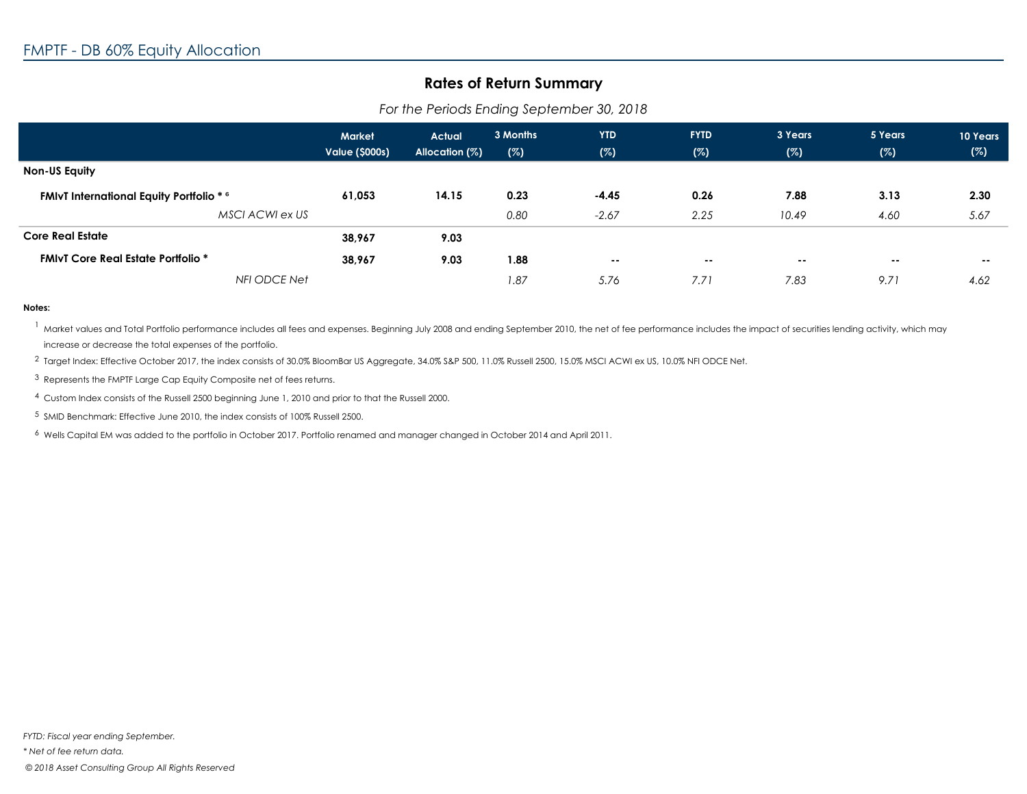## FMPTF - DB 60% Equity Allocation

### Rates of Return Summary

*For the Periods Ending September 30, 2018*

| | Market Value ($000s) | Actual Allocation (%) | 3 Months (%) | YTD (%) | FYTD (%) | 3 Years (%) | 5 Years (%) | 10 Years (%) |
|---|---|---|---|---|---|---|---|---|
| **Non-US Equity** | | | | | | | | |
| **FMIvT International Equity Portfolio * 6** | **61,053** | **14.15** | **0.23** | **-4.45** | **0.26** | **7.88** | **3.13** | **2.30** |
| *MSCI ACWI ex US* | | | *0.80* | *-2.67* | *2.25* | *10.49* | *4.60* | *5.67* |
| **Core Real Estate** | **38,967** | **9.03** | | | | | | |
| **FMIvT Core Real Estate Portfolio *** | **38,967** | **9.03** | **1.88** | **--** | **--** | **--** | **--** | **--** |
| *NFI ODCE Net* | | | *1.87* | *5.76* | *7.71* | *7.83* | *9.71* | *4.62* |

**Notes:**

[1] Market values and Total Portfolio performance includes all fees and expenses. Beginning July 2008 and ending September 2010, the net of fee performance includes the impact of securities lending activity, which may increase or decrease the total expenses of the portfolio.

[2] Target Index: Effective October 2017, the index consists of 30.0% BloomBar US Aggregate, 34.0% S&P 500, 11.0% Russell 2500, 15.0% MSCI ACWI ex US, 10.0% NFI ODCE Net.

[3] Represents the FMPTF Large Cap Equity Composite net of fees returns.

[4] Custom Index consists of the Russell 2500 beginning June 1, 2010 and prior to that the Russell 2000.

[5] SMID Benchmark: Effective June 2010, the index consists of 100% Russell 2500.

[6] Wells Capital EM was added to the portfolio in October 2017. Portfolio renamed and manager changed in October 2014 and April 2011.

*FYTD: Fiscal year ending September.*

** Net of fee return data.*

*© 2018 Asset Consulting Group All Rights Reserved*